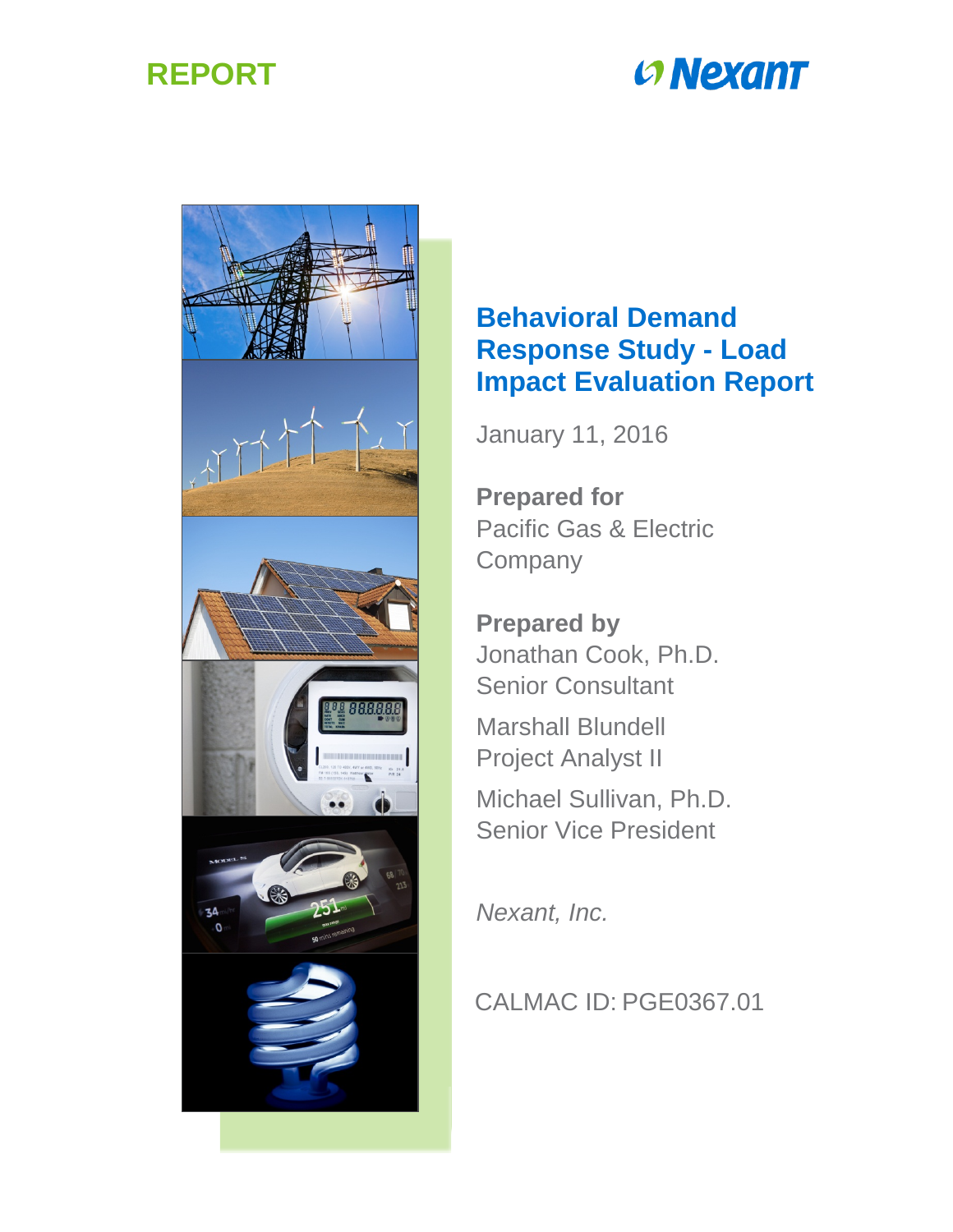REPORT

Nexant

# Behavioral Demand Response Study - Load Impact Evaluation Report

January 11, 2016

**Prepared for**
Pacific Gas & Electric Company

**Prepared by**
Jonathan Cook, Ph.D.
Senior Consultant

Marshall Blundell
Project Analyst II

Michael Sullivan, Ph.D.
Senior Vice President

*Nexant, Inc.*

CALMAC ID: PGE0367.01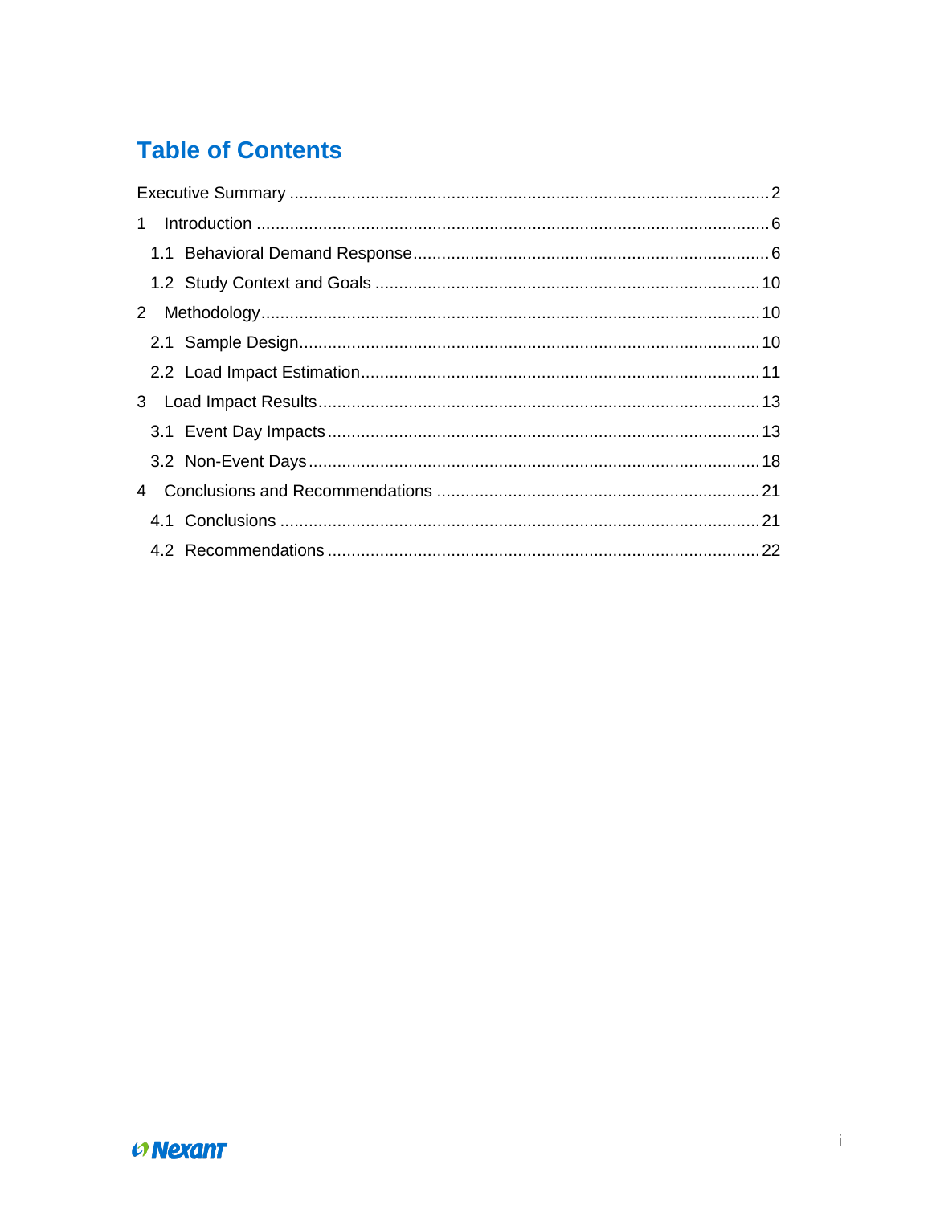# Table of Contents

Executive Summary .......... 2

1 Introduction .......... 6

1.1 Behavioral Demand Response .......... 6

1.2 Study Context and Goals .......... 10

2 Methodology .......... 10

2.1 Sample Design .......... 10

2.2 Load Impact Estimation .......... 11

3 Load Impact Results .......... 13

3.1 Event Day Impacts .......... 13

3.2 Non-Event Days .......... 18

4 Conclusions and Recommendations .......... 21

4.1 Conclusions .......... 21

4.2 Recommendations .......... 22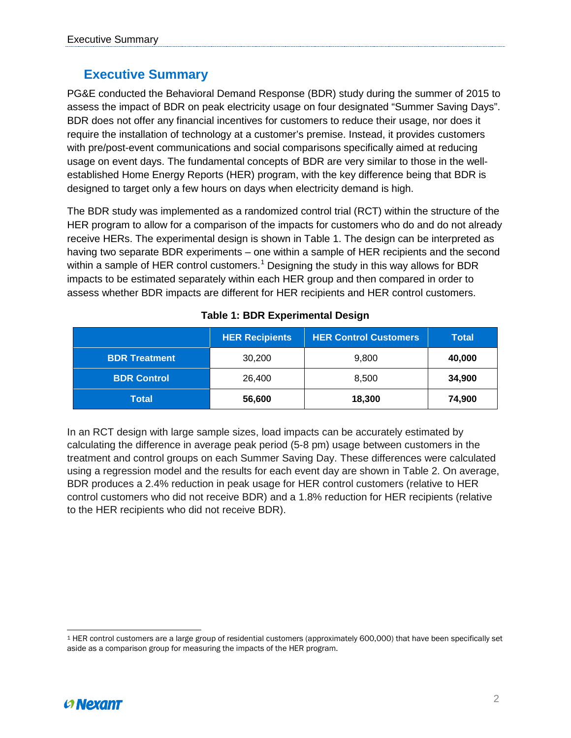# Executive Summary

PG&E conducted the Behavioral Demand Response (BDR) study during the summer of 2015 to assess the impact of BDR on peak electricity usage on four designated "Summer Saving Days". BDR does not offer any financial incentives for customers to reduce their usage, nor does it require the installation of technology at a customer's premise. Instead, it provides customers with pre/post-event communications and social comparisons specifically aimed at reducing usage on event days. The fundamental concepts of BDR are very similar to those in the well-established Home Energy Reports (HER) program, with the key difference being that BDR is designed to target only a few hours on days when electricity demand is high.

The BDR study was implemented as a randomized control trial (RCT) within the structure of the HER program to allow for a comparison of the impacts for customers who do and do not already receive HERs. The experimental design is shown in Table 1. The design can be interpreted as having two separate BDR experiments – one within a sample of HER recipients and the second within a sample of HER control customers.[1] Designing the study in this way allows for BDR impacts to be estimated separately within each HER group and then compared in order to assess whether BDR impacts are different for HER recipients and HER control customers.

**Table 1: BDR Experimental Design**

| | HER Recipients | HER Control Customers | Total |
|---|---|---|---|
| **BDR Treatment** | 30,200 | 9,800 | **40,000** |
| **BDR Control** | 26,400 | 8,500 | **34,900** |
| **Total** | **56,600** | **18,300** | **74,900** |

In an RCT design with large sample sizes, load impacts can be accurately estimated by calculating the difference in average peak period (5-8 pm) usage between customers in the treatment and control groups on each Summer Saving Day. These differences were calculated using a regression model and the results for each event day are shown in Table 2. On average, BDR produces a 2.4% reduction in peak usage for HER control customers (relative to HER control customers who did not receive BDR) and a 1.8% reduction for HER recipients (relative to the HER recipients who did not receive BDR).

[1] HER control customers are a large group of residential customers (approximately 600,000) that have been specifically set aside as a comparison group for measuring the impacts of the HER program.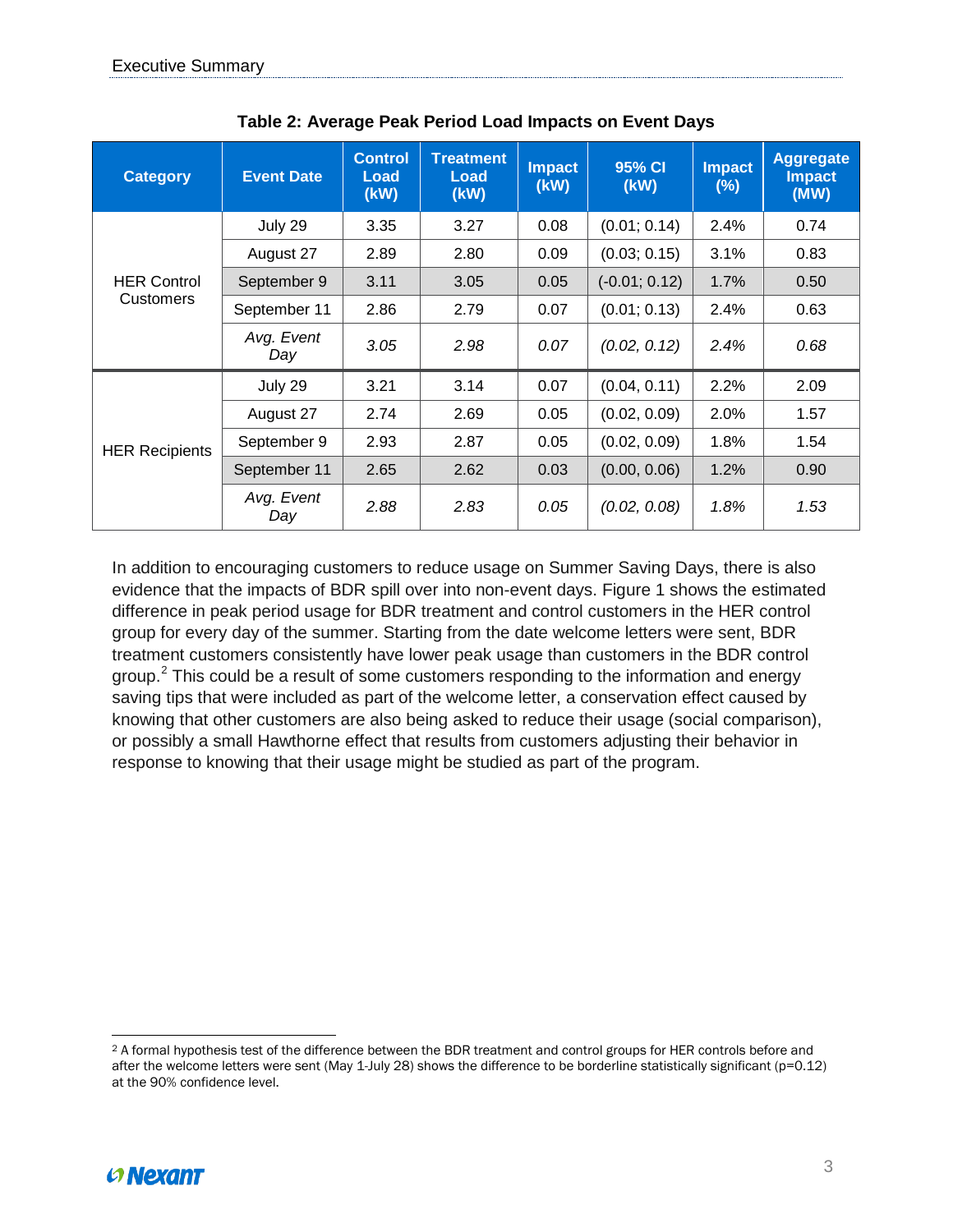**Table 2: Average Peak Period Load Impacts on Event Days**

| Category | Event Date | Control Load (kW) | Treatment Load (kW) | Impact (kW) | 95% CI (kW) | Impact (%) | Aggregate Impact (MW) |
|---|---|---|---|---|---|---|---|
| HER Control Customers | July 29 | 3.35 | 3.27 | 0.08 | (0.01; 0.14) | 2.4% | 0.74 |
| | August 27 | 2.89 | 2.80 | 0.09 | (0.03; 0.15) | 3.1% | 0.83 |
| | September 9 | 3.11 | 3.05 | 0.05 | (-0.01; 0.12) | 1.7% | 0.50 |
| | September 11 | 2.86 | 2.79 | 0.07 | (0.01; 0.13) | 2.4% | 0.63 |
| | *Avg. Event Day* | *3.05* | *2.98* | *0.07* | *(0.02, 0.12)* | *2.4%* | *0.68* |
| HER Recipients | July 29 | 3.21 | 3.14 | 0.07 | (0.04, 0.11) | 2.2% | 2.09 |
| | August 27 | 2.74 | 2.69 | 0.05 | (0.02, 0.09) | 2.0% | 1.57 |
| | September 9 | 2.93 | 2.87 | 0.05 | (0.02, 0.09) | 1.8% | 1.54 |
| | September 11 | 2.65 | 2.62 | 0.03 | (0.00, 0.06) | 1.2% | 0.90 |
| | *Avg. Event Day* | *2.88* | *2.83* | *0.05* | *(0.02, 0.08)* | *1.8%* | *1.53* |

In addition to encouraging customers to reduce usage on Summer Saving Days, there is also evidence that the impacts of BDR spill over into non-event days. Figure 1 shows the estimated difference in peak period usage for BDR treatment and control customers in the HER control group for every day of the summer. Starting from the date welcome letters were sent, BDR treatment customers consistently have lower peak usage than customers in the BDR control group.[2] This could be a result of some customers responding to the information and energy saving tips that were included as part of the welcome letter, a conservation effect caused by knowing that other customers are also being asked to reduce their usage (social comparison), or possibly a small Hawthorne effect that results from customers adjusting their behavior in response to knowing that their usage might be studied as part of the program.

---

[2] A formal hypothesis test of the difference between the BDR treatment and control groups for HER controls before and after the welcome letters were sent (May 1-July 28) shows the difference to be borderline statistically significant ($p=0.12$) at the 90% confidence level.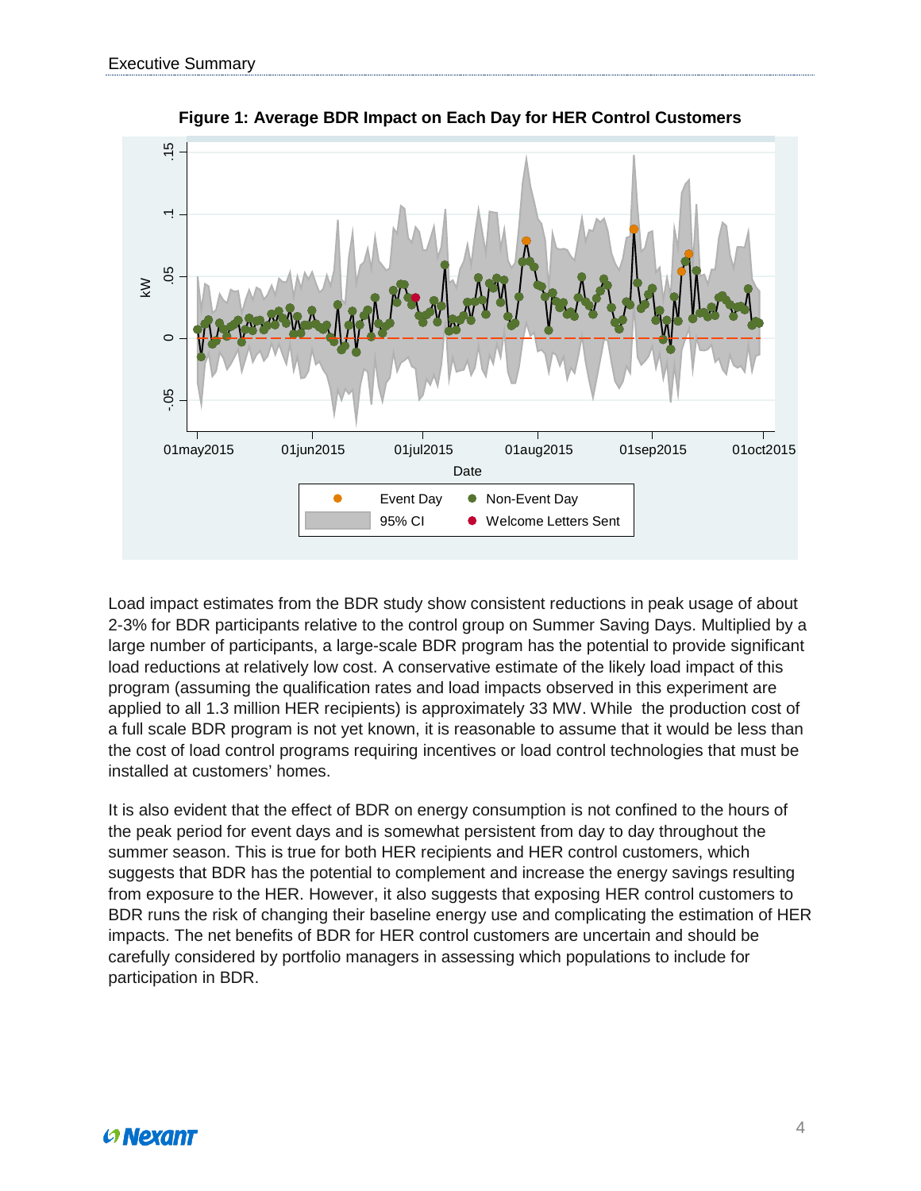**Figure 1: Average BDR Impact on Each Day for HER Control Customers**

Load impact estimates from the BDR study show consistent reductions in peak usage of about 2-3% for BDR participants relative to the control group on Summer Saving Days. Multiplied by a large number of participants, a large-scale BDR program has the potential to provide significant load reductions at relatively low cost. A conservative estimate of the likely load impact of this program (assuming the qualification rates and load impacts observed in this experiment are applied to all 1.3 million HER recipients) is approximately 33 MW. While the production cost of a full scale BDR program is not yet known, it is reasonable to assume that it would be less than the cost of load control programs requiring incentives or load control technologies that must be installed at customers' homes.

It is also evident that the effect of BDR on energy consumption is not confined to the hours of the peak period for event days and is somewhat persistent from day to day throughout the summer season. This is true for both HER recipients and HER control customers, which suggests that BDR has the potential to complement and increase the energy savings resulting from exposure to the HER. However, it also suggests that exposing HER control customers to BDR runs the risk of changing their baseline energy use and complicating the estimation of HER impacts. The net benefits of BDR for HER control customers are uncertain and should be carefully considered by portfolio managers in assessing which populations to include for participation in BDR.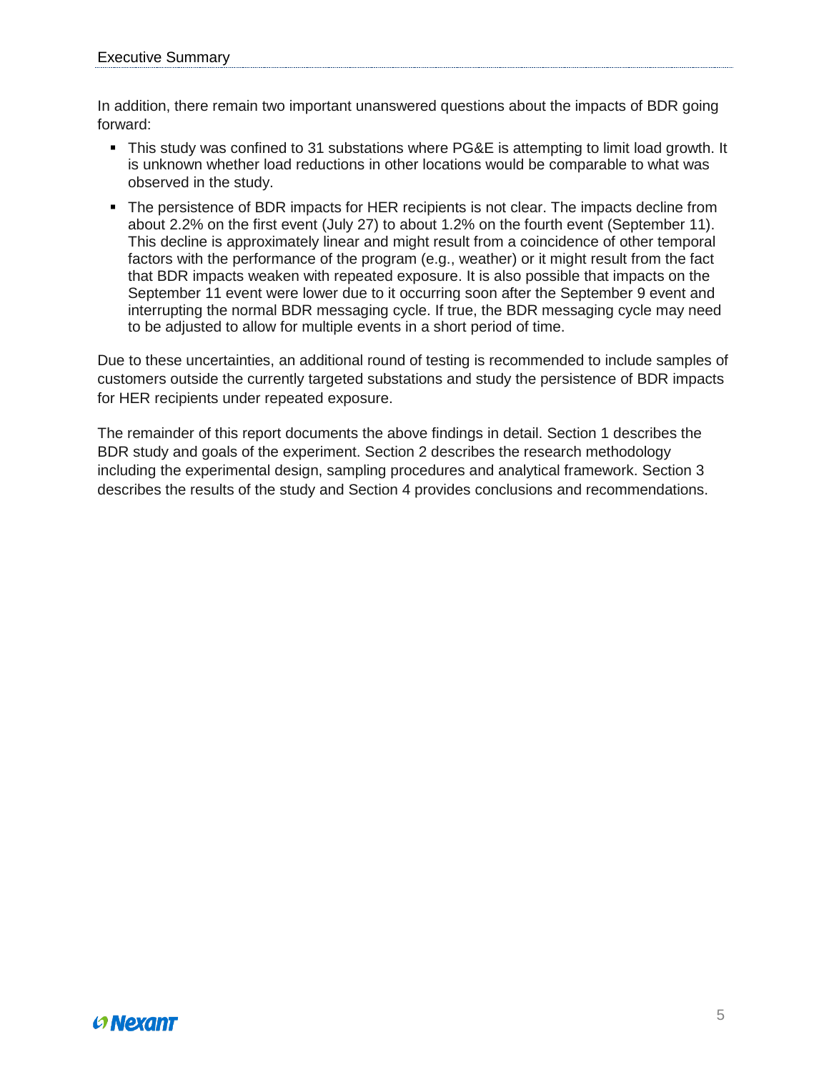In addition, there remain two important unanswered questions about the impacts of BDR going forward:

- This study was confined to 31 substations where PG&E is attempting to limit load growth. It is unknown whether load reductions in other locations would be comparable to what was observed in the study.
- The persistence of BDR impacts for HER recipients is not clear. The impacts decline from about 2.2% on the first event (July 27) to about 1.2% on the fourth event (September 11). This decline is approximately linear and might result from a coincidence of other temporal factors with the performance of the program (e.g., weather) or it might result from the fact that BDR impacts weaken with repeated exposure. It is also possible that impacts on the September 11 event were lower due to it occurring soon after the September 9 event and interrupting the normal BDR messaging cycle. If true, the BDR messaging cycle may need to be adjusted to allow for multiple events in a short period of time.

Due to these uncertainties, an additional round of testing is recommended to include samples of customers outside the currently targeted substations and study the persistence of BDR impacts for HER recipients under repeated exposure.

The remainder of this report documents the above findings in detail. Section 1 describes the BDR study and goals of the experiment. Section 2 describes the research methodology including the experimental design, sampling procedures and analytical framework. Section 3 describes the results of the study and Section 4 provides conclusions and recommendations.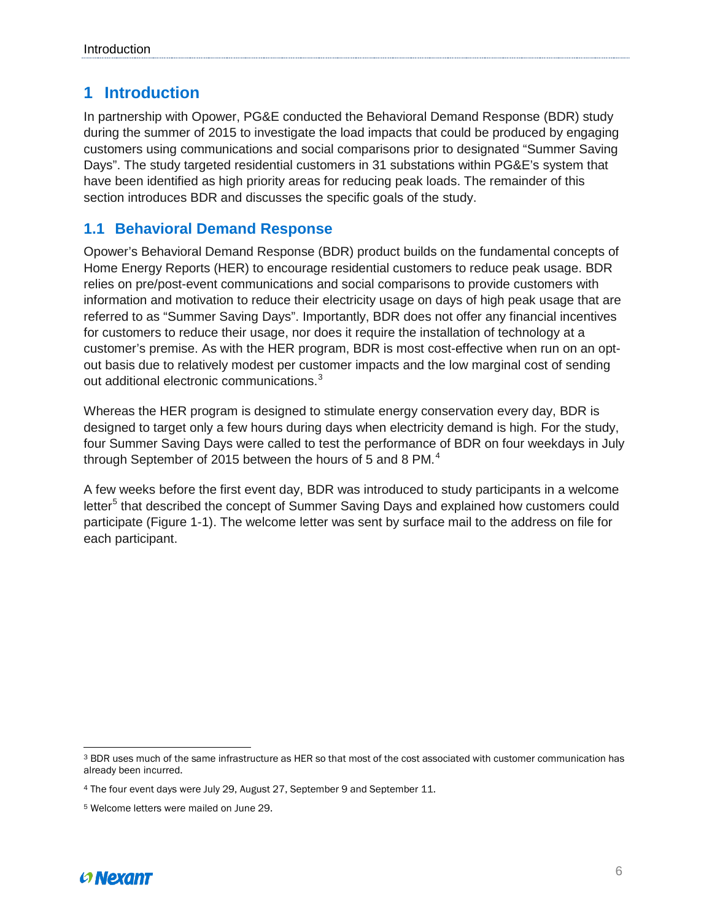# 1 Introduction

In partnership with Opower, PG&E conducted the Behavioral Demand Response (BDR) study during the summer of 2015 to investigate the load impacts that could be produced by engaging customers using communications and social comparisons prior to designated "Summer Saving Days". The study targeted residential customers in 31 substations within PG&E's system that have been identified as high priority areas for reducing peak loads. The remainder of this section introduces BDR and discusses the specific goals of the study.

## 1.1 Behavioral Demand Response

Opower's Behavioral Demand Response (BDR) product builds on the fundamental concepts of Home Energy Reports (HER) to encourage residential customers to reduce peak usage. BDR relies on pre/post-event communications and social comparisons to provide customers with information and motivation to reduce their electricity usage on days of high peak usage that are referred to as "Summer Saving Days". Importantly, BDR does not offer any financial incentives for customers to reduce their usage, nor does it require the installation of technology at a customer's premise. As with the HER program, BDR is most cost-effective when run on an opt-out basis due to relatively modest per customer impacts and the low marginal cost of sending out additional electronic communications.[3]

Whereas the HER program is designed to stimulate energy conservation every day, BDR is designed to target only a few hours during days when electricity demand is high. For the study, four Summer Saving Days were called to test the performance of BDR on four weekdays in July through September of 2015 between the hours of 5 and 8 PM.[4]

A few weeks before the first event day, BDR was introduced to study participants in a welcome letter[5] that described the concept of Summer Saving Days and explained how customers could participate (Figure 1-1). The welcome letter was sent by surface mail to the address on file for each participant.

---

[3] BDR uses much of the same infrastructure as HER so that most of the cost associated with customer communication has already been incurred.

[4] The four event days were July 29, August 27, September 9 and September 11.

[5] Welcome letters were mailed on June 29.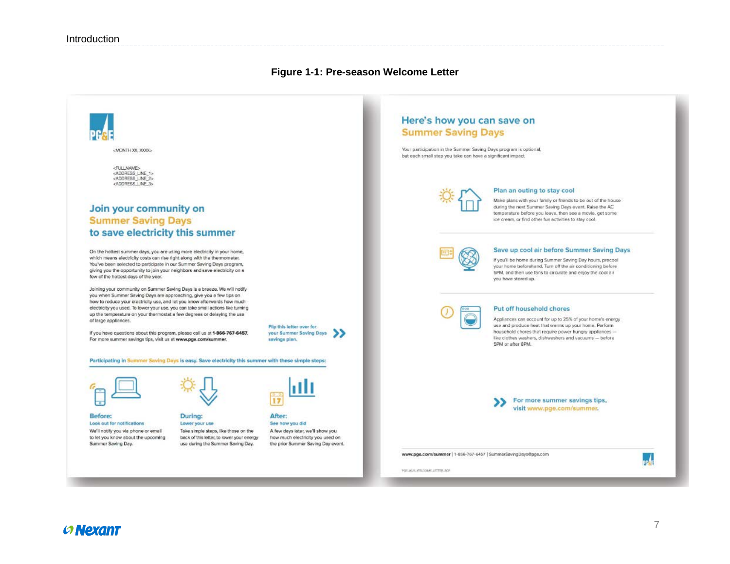**Figure 1-1: Pre-season Welcome Letter**

PG&E

<MONTH XX, XXXX>

<FULLNAME>
<ADDRESS_LINE_1>
<ADDRESS_LINE_2>
<ADDRESS_LINE_3>

## Join your community on Summer Saving Days to save electricity this summer

On the hottest summer days, you are using more electricity in your home, which means electricity costs can rise right along with the thermometer. You've been selected to participate in our Summer Saving Days program, giving you the opportunity to join your neighbors and save electricity on a few of the hottest days of the year.

Joining your community on Summer Saving Days is a breeze. We will notify you when Summer Saving Days are approaching, give you a few tips on how to reduce your electricity use, and let you know afterwards how much electricity you used. To lower your use, you can take small actions like turning up the temperature on your thermostat a few degrees or delaying the use of large appliances.

If you have questions about this program, please call us at **1-866-767-6457**. For more summer savings tips, visit us at **www.pge.com/summer**.

Flip this letter over for your Summer Saving Days savings plan.

**Participating in Summer Saving Days is easy. Save electricity this summer with these simple steps:**

**Before:**
Look out for notifications
We'll notify you via phone or email to let you know about the upcoming Summer Saving Day.

**During:**
Lower your use
Take simple steps, like those on the back of this letter, to lower your energy use during the Summer Saving Day.

**After:**
See how you did
A few days later, we'll show you how much electricity you used on the prior Summer Saving Day event.

## Here's how you can save on Summer Saving Days

Your participation in the Summer Saving Days program is optional, but each small step you take can have a significant impact.

### Plan an outing to stay cool

Make plans with your family or friends to be out of the house during the next Summer Saving Days event. Raise the AC temperature before you leave, then see a movie, get some ice cream, or find other fun activities to stay cool.

### Save up cool air before Summer Saving Days

If you'll be home during Summer Saving Day hours, precool your home beforehand. Turn off the air conditioning before 5PM, and then use fans to circulate and enjoy the cool air you have stored up.

### Put off household chores

Appliances can account for up to 25% of your home's energy use and produce heat that warms up your home. Perform household chores that require power hungry appliances — like clothes washers, dishwashers and vacuums — before 5PM or after 8PM.

For more summer savings tips, visit www.pge.com/summer.

www.pge.com/summer | 1-866-767-6457 | SummerSavingDays@pge.com

PGE_XXXX_WELCOME_LETTER_BOR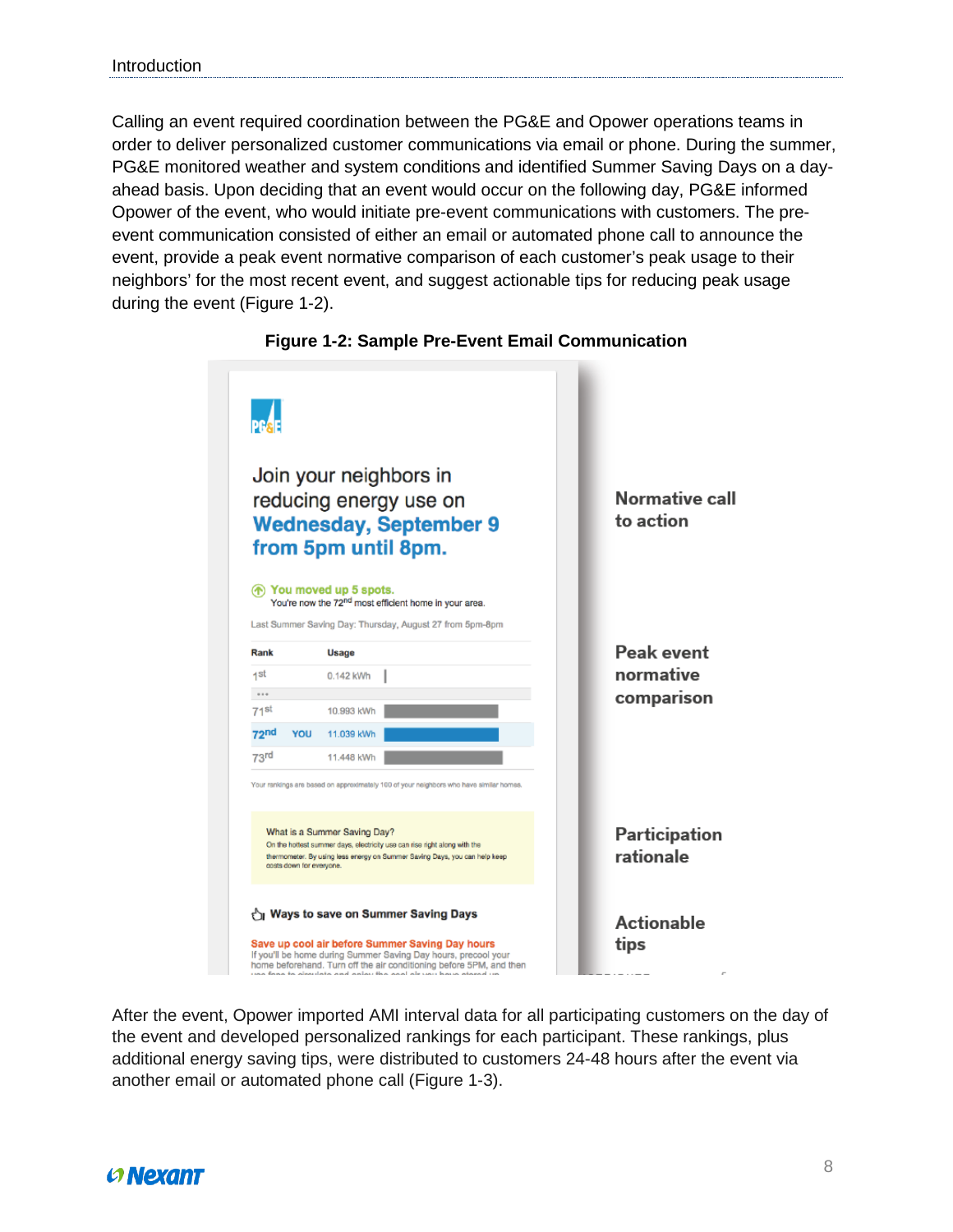Calling an event required coordination between the PG&E and Opower operations teams in order to deliver personalized customer communications via email or phone. During the summer, PG&E monitored weather and system conditions and identified Summer Saving Days on a day-ahead basis. Upon deciding that an event would occur on the following day, PG&E informed Opower of the event, who would initiate pre-event communications with customers. The pre-event communication consisted of either an email or automated phone call to announce the event, provide a peak event normative comparison of each customer's peak usage to their neighbors' for the most recent event, and suggest actionable tips for reducing peak usage during the event (Figure 1-2).

**Figure 1-2: Sample Pre-Event Email Communication**

PG&E

Join your neighbors in reducing energy use on **Wednesday, September 9 from 5pm until 8pm.**

**Normative call to action**

You moved up 5 spots.
You're now the 72nd most efficient home in your area.

Last Summer Saving Day: Thursday, August 27 from 5pm-8pm

| Rank | | Usage |
| --- | --- | --- |
| 1st | | 0.142 kWh |
| ... | | |
| 71st | | 10.993 kWh |
| 72nd | YOU | 11.039 kWh |
| 73rd | | 11.448 kWh |

Your rankings are based on approximately 100 of your neighbors who have similar homes.

**Peak event normative comparison**

What is a Summer Saving Day?
On the hottest summer days, electricity use can rise right along with the thermometer. By using less energy on Summer Saving Days, you can help keep costs down for everyone.

**Participation rationale**

Ways to save on Summer Saving Days

Save up cool air before Summer Saving Day hours
If you'll be home during Summer Saving Day hours, precool your home beforehand. Turn off the air conditioning before 5PM, and then

**Actionable tips**

After the event, Opower imported AMI interval data for all participating customers on the day of the event and developed personalized rankings for each participant. These rankings, plus additional energy saving tips, were distributed to customers 24-48 hours after the event via another email or automated phone call (Figure 1-3).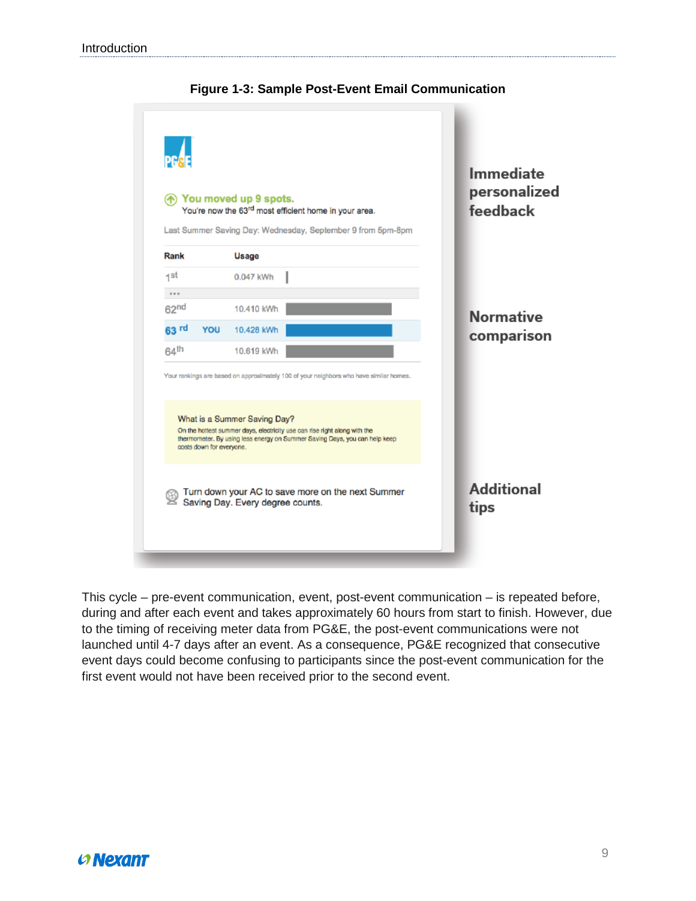**Figure 1-3: Sample Post-Event Email Communication**

PG&E

You moved up 9 spots.
You're now the 63rd most efficient home in your area.

Last Summer Saving Day: Wednesday, September 9 from 5pm-8pm

| Rank | | Usage |
|---|---|---|
| 1st | | 0.047 kWh |
| ... | | |
| 62nd | | 10.410 kWh |
| 63rd | YOU | 10.428 kWh |
| 64th | | 10.619 kWh |

Your rankings are based on approximately 100 of your neighbors who have similar homes.

What is a Summer Saving Day?
On the hottest summer days, electricity use can rise right along with the thermometer. By using less energy on Summer Saving Days, you can help keep costs down for everyone.

Turn down your AC to save more on the next Summer Saving Day. Every degree counts.

Immediate personalized feedback

Normative comparison

Additional tips

This cycle – pre-event communication, event, post-event communication – is repeated before, during and after each event and takes approximately 60 hours from start to finish. However, due to the timing of receiving meter data from PG&E, the post-event communications were not launched until 4-7 days after an event. As a consequence, PG&E recognized that consecutive event days could become confusing to participants since the post-event communication for the first event would not have been received prior to the second event.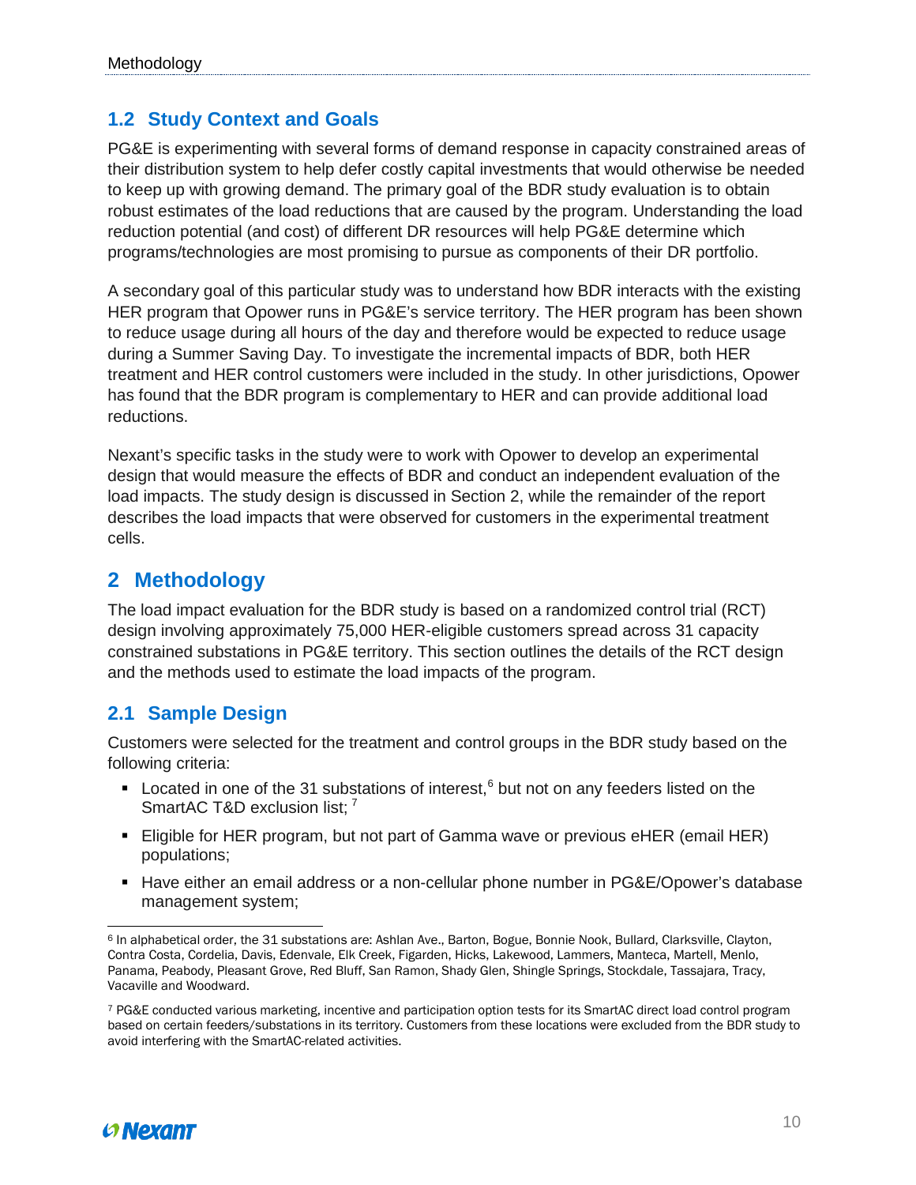## 1.2 Study Context and Goals

PG&E is experimenting with several forms of demand response in capacity constrained areas of their distribution system to help defer costly capital investments that would otherwise be needed to keep up with growing demand. The primary goal of the BDR study evaluation is to obtain robust estimates of the load reductions that are caused by the program. Understanding the load reduction potential (and cost) of different DR resources will help PG&E determine which programs/technologies are most promising to pursue as components of their DR portfolio.

A secondary goal of this particular study was to understand how BDR interacts with the existing HER program that Opower runs in PG&E's service territory. The HER program has been shown to reduce usage during all hours of the day and therefore would be expected to reduce usage during a Summer Saving Day. To investigate the incremental impacts of BDR, both HER treatment and HER control customers were included in the study. In other jurisdictions, Opower has found that the BDR program is complementary to HER and can provide additional load reductions.

Nexant's specific tasks in the study were to work with Opower to develop an experimental design that would measure the effects of BDR and conduct an independent evaluation of the load impacts. The study design is discussed in Section 2, while the remainder of the report describes the load impacts that were observed for customers in the experimental treatment cells.

# 2 Methodology

The load impact evaluation for the BDR study is based on a randomized control trial (RCT) design involving approximately 75,000 HER-eligible customers spread across 31 capacity constrained substations in PG&E territory. This section outlines the details of the RCT design and the methods used to estimate the load impacts of the program.

## 2.1 Sample Design

Customers were selected for the treatment and control groups in the BDR study based on the following criteria:

- Located in one of the 31 substations of interest,[6] but not on any feeders listed on the SmartAC T&D exclusion list; [7]
- Eligible for HER program, but not part of Gamma wave or previous eHER (email HER) populations;
- Have either an email address or a non-cellular phone number in PG&E/Opower's database management system;

---

[6] In alphabetical order, the 31 substations are: Ashlan Ave., Barton, Bogue, Bonnie Nook, Bullard, Clarksville, Clayton, Contra Costa, Cordelia, Davis, Edenvale, Elk Creek, Figarden, Hicks, Lakewood, Lammers, Manteca, Martell, Menlo, Panama, Peabody, Pleasant Grove, Red Bluff, San Ramon, Shady Glen, Shingle Springs, Stockdale, Tassajara, Tracy, Vacaville and Woodward.

[7] PG&E conducted various marketing, incentive and participation option tests for its SmartAC direct load control program based on certain feeders/substations in its territory. Customers from these locations were excluded from the BDR study to avoid interfering with the SmartAC-related activities.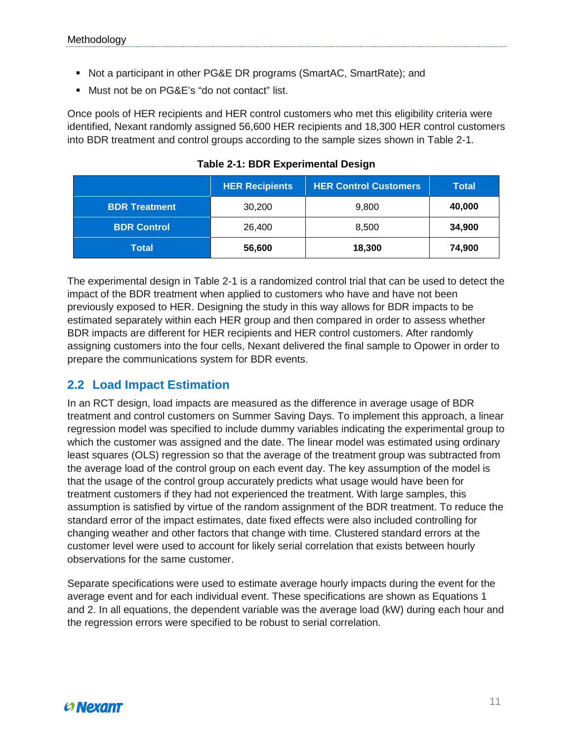- Not a participant in other PG&E DR programs (SmartAC, SmartRate); and
- Must not be on PG&E's "do not contact" list.

Once pools of HER recipients and HER control customers who met this eligibility criteria were identified, Nexant randomly assigned 56,600 HER recipients and 18,300 HER control customers into BDR treatment and control groups according to the sample sizes shown in Table 2-1.

**Table 2-1: BDR Experimental Design**

| | HER Recipients | HER Control Customers | Total |
|---|---|---|---|
| **BDR Treatment** | 30,200 | 9,800 | **40,000** |
| **BDR Control** | 26,400 | 8,500 | **34,900** |
| **Total** | **56,600** | **18,300** | **74,900** |

The experimental design in Table 2-1 is a randomized control trial that can be used to detect the impact of the BDR treatment when applied to customers who have and have not been previously exposed to HER. Designing the study in this way allows for BDR impacts to be estimated separately within each HER group and then compared in order to assess whether BDR impacts are different for HER recipients and HER control customers. After randomly assigning customers into the four cells, Nexant delivered the final sample to Opower in order to prepare the communications system for BDR events.

## 2.2 Load Impact Estimation

In an RCT design, load impacts are measured as the difference in average usage of BDR treatment and control customers on Summer Saving Days. To implement this approach, a linear regression model was specified to include dummy variables indicating the experimental group to which the customer was assigned and the date. The linear model was estimated using ordinary least squares (OLS) regression so that the average of the treatment group was subtracted from the average load of the control group on each event day. The key assumption of the model is that the usage of the control group accurately predicts what usage would have been for treatment customers if they had not experienced the treatment. With large samples, this assumption is satisfied by virtue of the random assignment of the BDR treatment. To reduce the standard error of the impact estimates, date fixed effects were also included controlling for changing weather and other factors that change with time. Clustered standard errors at the customer level were used to account for likely serial correlation that exists between hourly observations for the same customer.

Separate specifications were used to estimate average hourly impacts during the event for the average event and for each individual event. These specifications are shown as Equations 1 and 2. In all equations, the dependent variable was the average load (kW) during each hour and the regression errors were specified to be robust to serial correlation.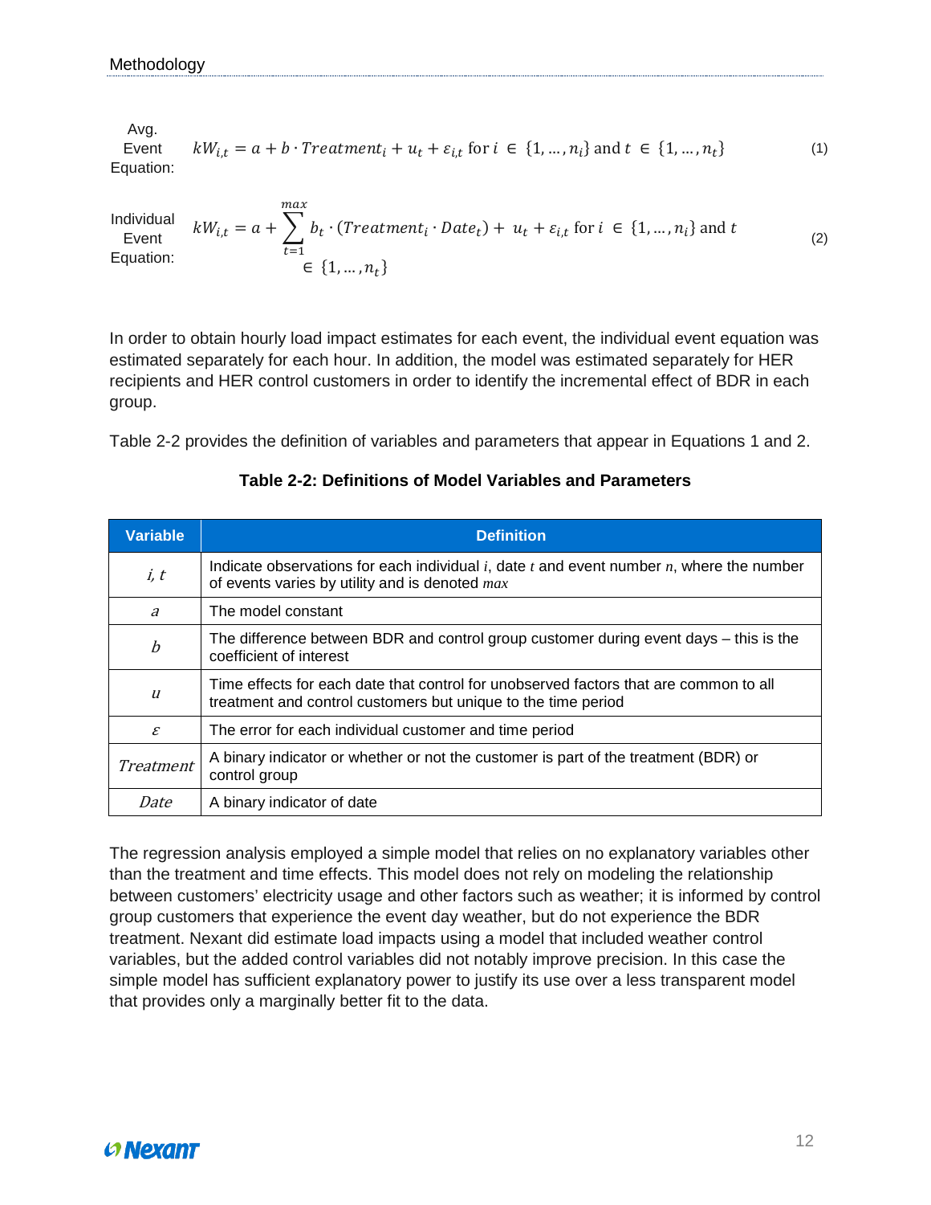Avg. Event Equation:

$$kW_{i,t} = a + b \cdot Treatment_i + u_t + \varepsilon_{i,t} \text{ for } i \in \{1, \ldots, n_i\} \text{ and } t \in \{1, \ldots, n_t\} \tag{1}$$

Individual Event Equation:

$$kW_{i,t} = a + \sum_{t=1}^{max} b_t \cdot (Treatment_i \cdot Date_t) + u_t + \varepsilon_{i,t} \text{ for } i \in \{1, \ldots, n_i\} \text{ and } t \in \{1, \ldots, n_t\} \tag{2}$$

In order to obtain hourly load impact estimates for each event, the individual event equation was estimated separately for each hour. In addition, the model was estimated separately for HER recipients and HER control customers in order to identify the incremental effect of BDR in each group.

Table 2-2 provides the definition of variables and parameters that appear in Equations 1 and 2.

**Table 2-2: Definitions of Model Variables and Parameters**

| Variable | Definition |
|---|---|
| $i, t$ | Indicate observations for each individual $i$, date $t$ and event number $n$, where the number of events varies by utility and is denoted $max$ |
| $a$ | The model constant |
| $b$ | The difference between BDR and control group customer during event days – this is the coefficient of interest |
| $u$ | Time effects for each date that control for unobserved factors that are common to all treatment and control customers but unique to the time period |
| $\varepsilon$ | The error for each individual customer and time period |
| $Treatment$ | A binary indicator or whether or not the customer is part of the treatment (BDR) or control group |
| $Date$ | A binary indicator of date |

The regression analysis employed a simple model that relies on no explanatory variables other than the treatment and time effects. This model does not rely on modeling the relationship between customers' electricity usage and other factors such as weather; it is informed by control group customers that experience the event day weather, but do not experience the BDR treatment. Nexant did estimate load impacts using a model that included weather control variables, but the added control variables did not notably improve precision. In this case the simple model has sufficient explanatory power to justify its use over a less transparent model that provides only a marginally better fit to the data.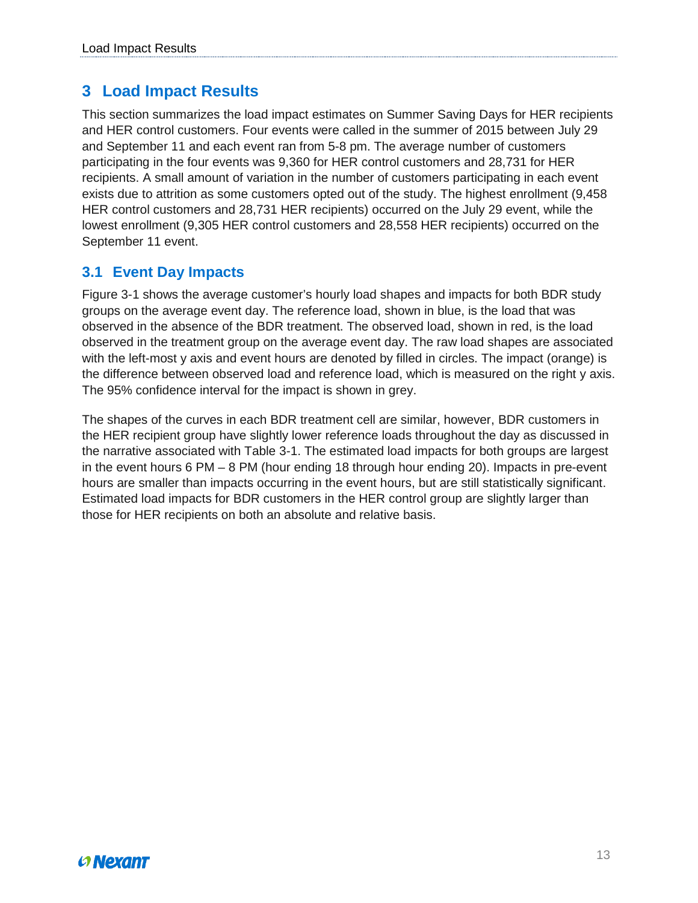# 3 Load Impact Results

This section summarizes the load impact estimates on Summer Saving Days for HER recipients and HER control customers. Four events were called in the summer of 2015 between July 29 and September 11 and each event ran from 5-8 pm. The average number of customers participating in the four events was 9,360 for HER control customers and 28,731 for HER recipients. A small amount of variation in the number of customers participating in each event exists due to attrition as some customers opted out of the study. The highest enrollment (9,458 HER control customers and 28,731 HER recipients) occurred on the July 29 event, while the lowest enrollment (9,305 HER control customers and 28,558 HER recipients) occurred on the September 11 event.

## 3.1 Event Day Impacts

Figure 3-1 shows the average customer's hourly load shapes and impacts for both BDR study groups on the average event day. The reference load, shown in blue, is the load that was observed in the absence of the BDR treatment. The observed load, shown in red, is the load observed in the treatment group on the average event day. The raw load shapes are associated with the left-most y axis and event hours are denoted by filled in circles. The impact (orange) is the difference between observed load and reference load, which is measured on the right y axis. The 95% confidence interval for the impact is shown in grey.

The shapes of the curves in each BDR treatment cell are similar, however, BDR customers in the HER recipient group have slightly lower reference loads throughout the day as discussed in the narrative associated with Table 3-1. The estimated load impacts for both groups are largest in the event hours 6 PM – 8 PM (hour ending 18 through hour ending 20). Impacts in pre-event hours are smaller than impacts occurring in the event hours, but are still statistically significant. Estimated load impacts for BDR customers in the HER control group are slightly larger than those for HER recipients on both an absolute and relative basis.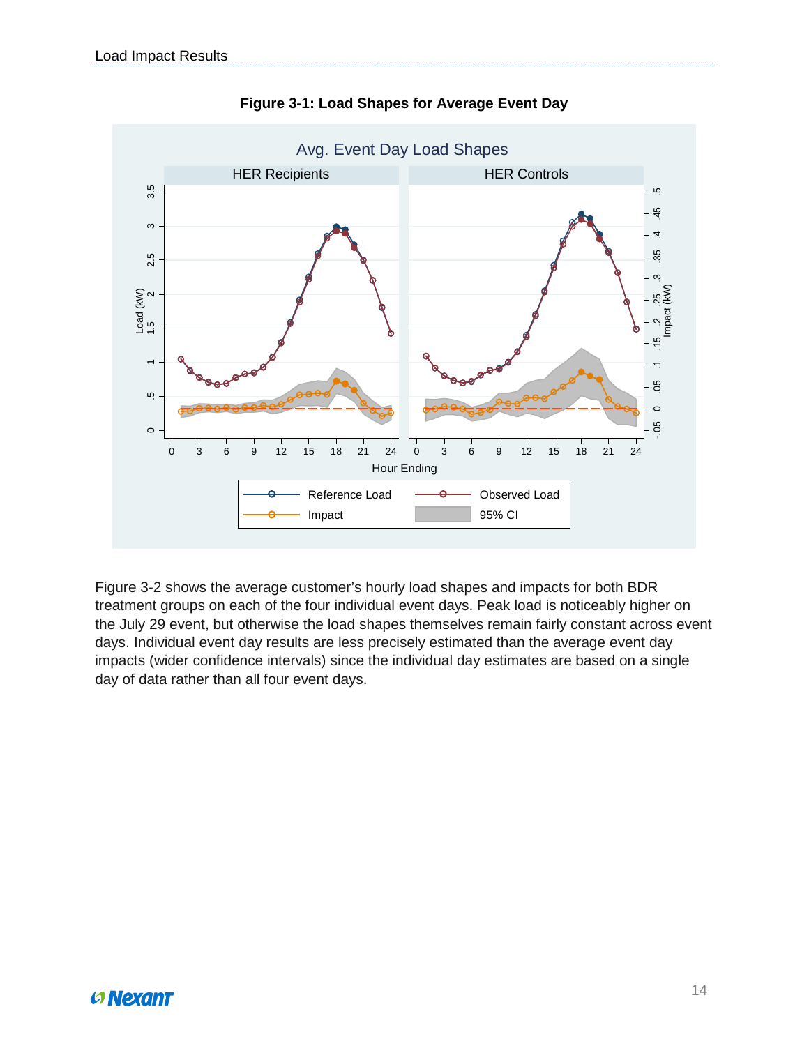**Figure 3-1: Load Shapes for Average Event Day**

Figure 3-2 shows the average customer's hourly load shapes and impacts for both BDR treatment groups on each of the four individual event days. Peak load is noticeably higher on the July 29 event, but otherwise the load shapes themselves remain fairly constant across event days. Individual event day results are less precisely estimated than the average event day impacts (wider confidence intervals) since the individual day estimates are based on a single day of data rather than all four event days.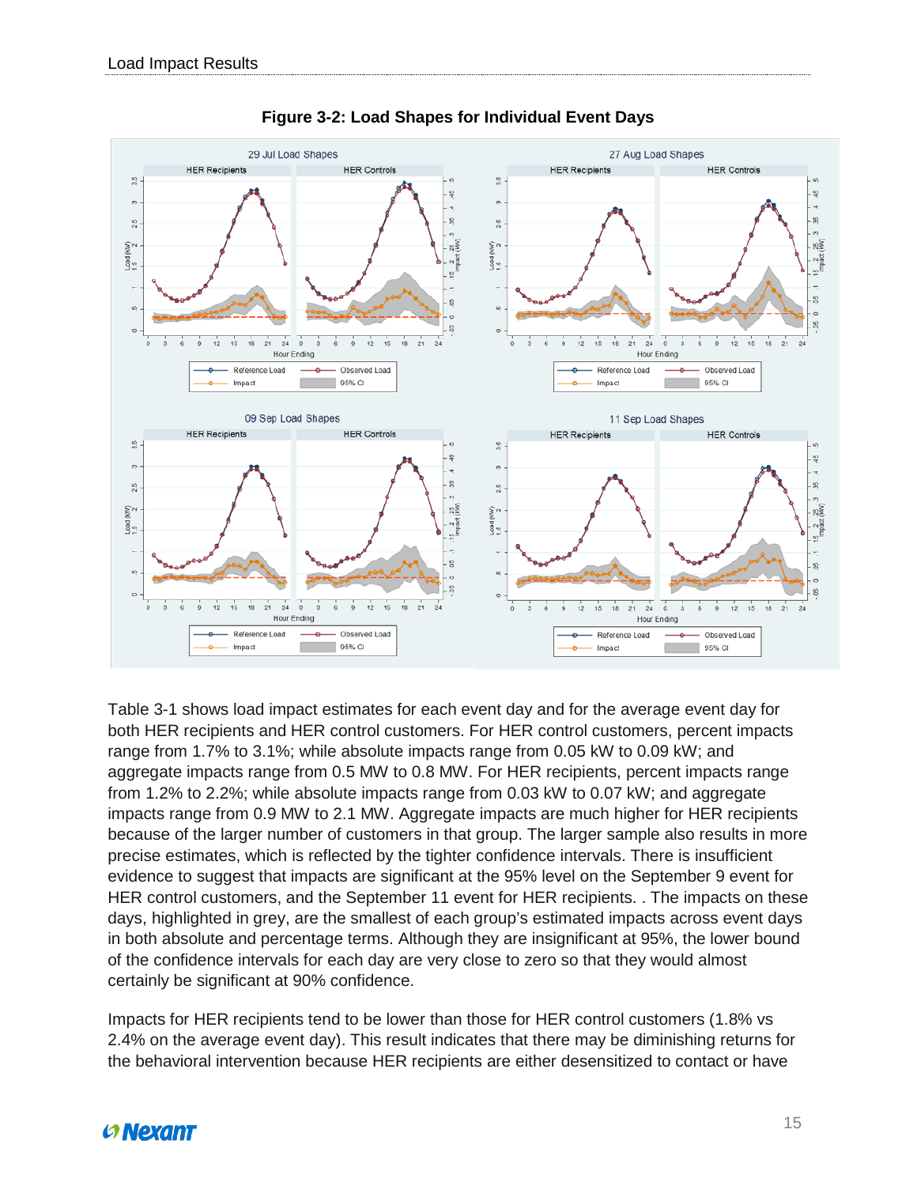**Figure 3-2: Load Shapes for Individual Event Days**

Table 3-1 shows load impact estimates for each event day and for the average event day for both HER recipients and HER control customers. For HER control customers, percent impacts range from 1.7% to 3.1%; while absolute impacts range from 0.05 kW to 0.09 kW; and aggregate impacts range from 0.5 MW to 0.8 MW. For HER recipients, percent impacts range from 1.2% to 2.2%; while absolute impacts range from 0.03 kW to 0.07 kW; and aggregate impacts range from 0.9 MW to 2.1 MW. Aggregate impacts are much higher for HER recipients because of the larger number of customers in that group. The larger sample also results in more precise estimates, which is reflected by the tighter confidence intervals. There is insufficient evidence to suggest that impacts are significant at the 95% level on the September 9 event for HER control customers, and the September 11 event for HER recipients. . The impacts on these days, highlighted in grey, are the smallest of each group's estimated impacts across event days in both absolute and percentage terms. Although they are insignificant at 95%, the lower bound of the confidence intervals for each day are very close to zero so that they would almost certainly be significant at 90% confidence.

Impacts for HER recipients tend to be lower than those for HER control customers (1.8% vs 2.4% on the average event day). This result indicates that there may be diminishing returns for the behavioral intervention because HER recipients are either desensitized to contact or have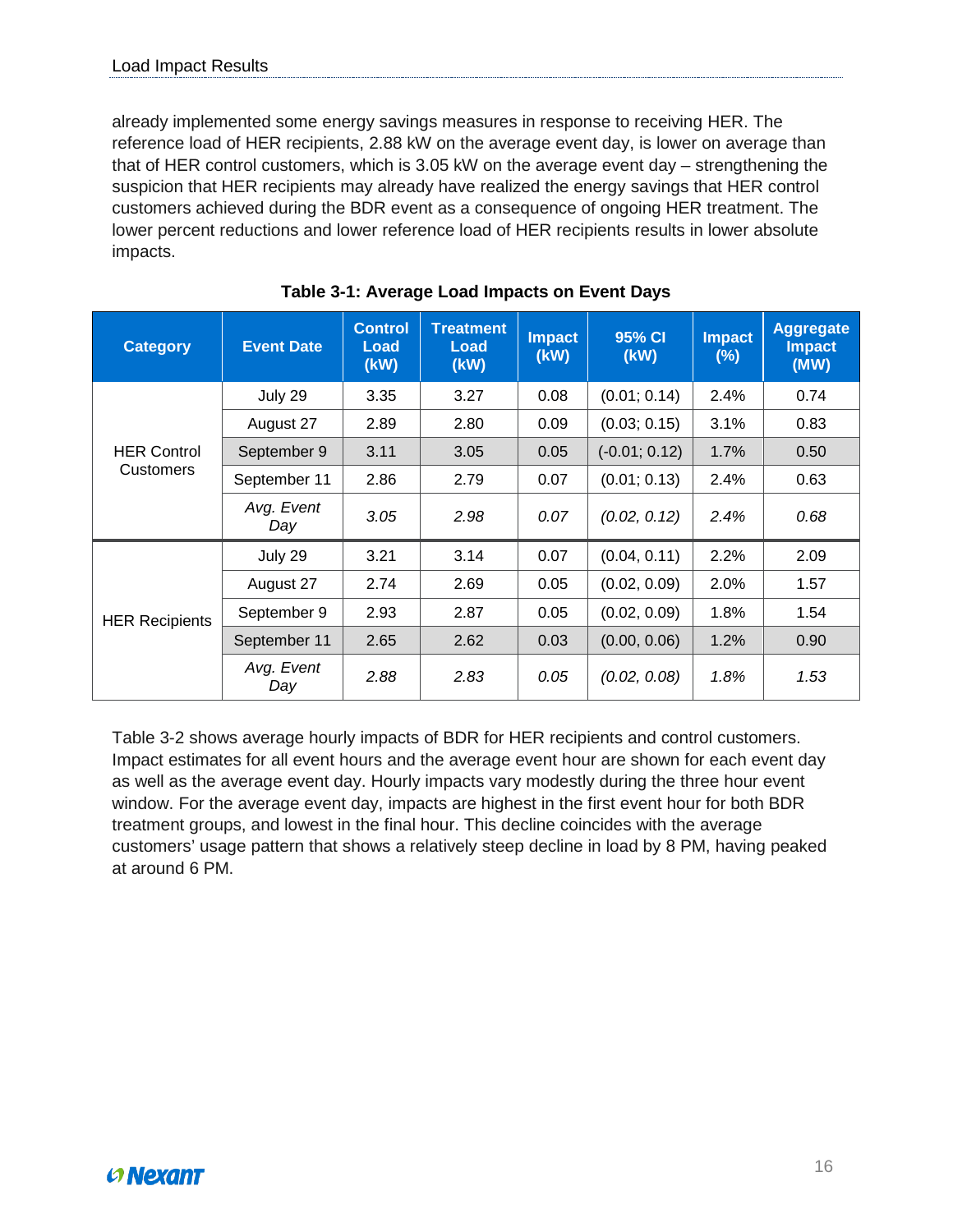already implemented some energy savings measures in response to receiving HER. The reference load of HER recipients, 2.88 kW on the average event day, is lower on average than that of HER control customers, which is 3.05 kW on the average event day – strengthening the suspicion that HER recipients may already have realized the energy savings that HER control customers achieved during the BDR event as a consequence of ongoing HER treatment. The lower percent reductions and lower reference load of HER recipients results in lower absolute impacts.

**Table 3-1: Average Load Impacts on Event Days**

| Category | Event Date | Control Load (kW) | Treatment Load (kW) | Impact (kW) | 95% CI (kW) | Impact (%) | Aggregate Impact (MW) |
|---|---|---|---|---|---|---|---|
| HER Control Customers | July 29 | 3.35 | 3.27 | 0.08 | (0.01; 0.14) | 2.4% | 0.74 |
| | August 27 | 2.89 | 2.80 | 0.09 | (0.03; 0.15) | 3.1% | 0.83 |
| | September 9 | 3.11 | 3.05 | 0.05 | (-0.01; 0.12) | 1.7% | 0.50 |
| | September 11 | 2.86 | 2.79 | 0.07 | (0.01; 0.13) | 2.4% | 0.63 |
| | *Avg. Event Day* | *3.05* | *2.98* | *0.07* | *(0.02, 0.12)* | *2.4%* | *0.68* |
| HER Recipients | July 29 | 3.21 | 3.14 | 0.07 | (0.04, 0.11) | 2.2% | 2.09 |
| | August 27 | 2.74 | 2.69 | 0.05 | (0.02, 0.09) | 2.0% | 1.57 |
| | September 9 | 2.93 | 2.87 | 0.05 | (0.02, 0.09) | 1.8% | 1.54 |
| | September 11 | 2.65 | 2.62 | 0.03 | (0.00, 0.06) | 1.2% | 0.90 |
| | *Avg. Event Day* | *2.88* | *2.83* | *0.05* | *(0.02, 0.08)* | *1.8%* | *1.53* |

Table 3-2 shows average hourly impacts of BDR for HER recipients and control customers. Impact estimates for all event hours and the average event hour are shown for each event day as well as the average event day. Hourly impacts vary modestly during the three hour event window. For the average event day, impacts are highest in the first event hour for both BDR treatment groups, and lowest in the final hour. This decline coincides with the average customers' usage pattern that shows a relatively steep decline in load by 8 PM, having peaked at around 6 PM.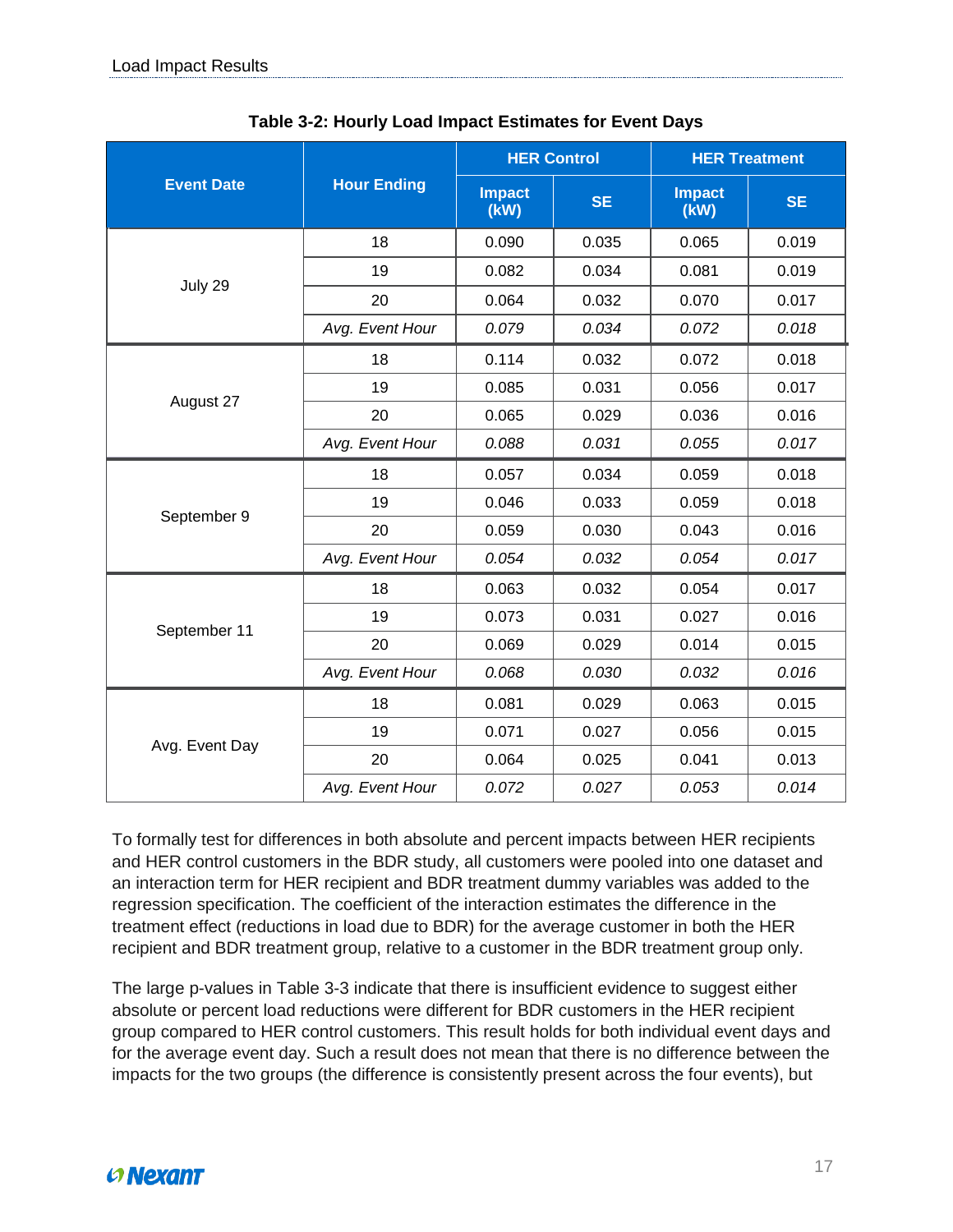**Table 3-2: Hourly Load Impact Estimates for Event Days**

| Event Date | Hour Ending | HER Control | | HER Treatment | |
|---|---|---|---|---|---|
| | | Impact (kW) | SE | Impact (kW) | SE |
| July 29 | 18 | 0.090 | 0.035 | 0.065 | 0.019 |
| | 19 | 0.082 | 0.034 | 0.081 | 0.019 |
| | 20 | 0.064 | 0.032 | 0.070 | 0.017 |
| | *Avg. Event Hour* | *0.079* | *0.034* | *0.072* | *0.018* |
| August 27 | 18 | 0.114 | 0.032 | 0.072 | 0.018 |
| | 19 | 0.085 | 0.031 | 0.056 | 0.017 |
| | 20 | 0.065 | 0.029 | 0.036 | 0.016 |
| | *Avg. Event Hour* | *0.088* | *0.031* | *0.055* | *0.017* |
| September 9 | 18 | 0.057 | 0.034 | 0.059 | 0.018 |
| | 19 | 0.046 | 0.033 | 0.059 | 0.018 |
| | 20 | 0.059 | 0.030 | 0.043 | 0.016 |
| | *Avg. Event Hour* | *0.054* | *0.032* | *0.054* | *0.017* |
| September 11 | 18 | 0.063 | 0.032 | 0.054 | 0.017 |
| | 19 | 0.073 | 0.031 | 0.027 | 0.016 |
| | 20 | 0.069 | 0.029 | 0.014 | 0.015 |
| | *Avg. Event Hour* | *0.068* | *0.030* | *0.032* | *0.016* |
| Avg. Event Day | 18 | 0.081 | 0.029 | 0.063 | 0.015 |
| | 19 | 0.071 | 0.027 | 0.056 | 0.015 |
| | 20 | 0.064 | 0.025 | 0.041 | 0.013 |
| | *Avg. Event Hour* | *0.072* | *0.027* | *0.053* | *0.014* |

To formally test for differences in both absolute and percent impacts between HER recipients and HER control customers in the BDR study, all customers were pooled into one dataset and an interaction term for HER recipient and BDR treatment dummy variables was added to the regression specification. The coefficient of the interaction estimates the difference in the treatment effect (reductions in load due to BDR) for the average customer in both the HER recipient and BDR treatment group, relative to a customer in the BDR treatment group only.

The large p-values in Table 3-3 indicate that there is insufficient evidence to suggest either absolute or percent load reductions were different for BDR customers in the HER recipient group compared to HER control customers. This result holds for both individual event days and for the average event day. Such a result does not mean that there is no difference between the impacts for the two groups (the difference is consistently present across the four events), but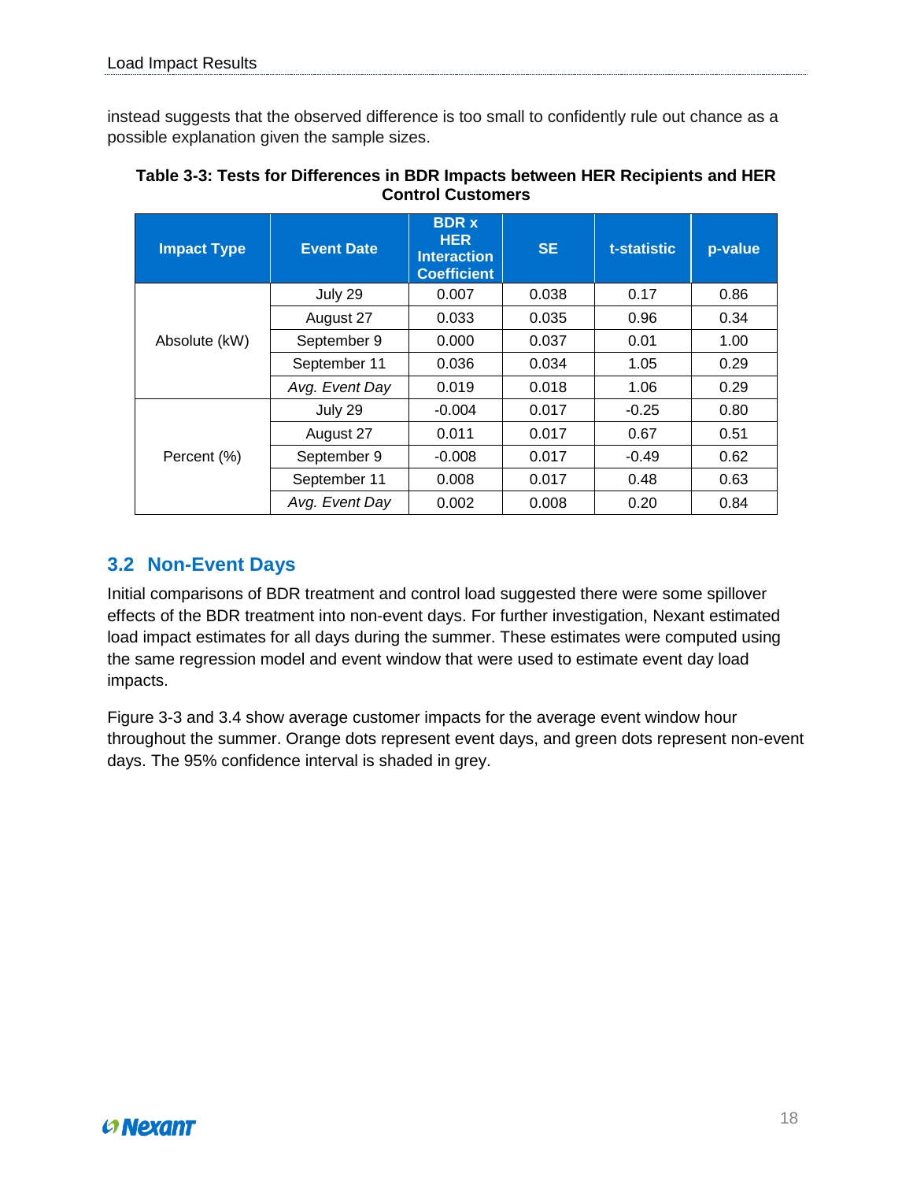instead suggests that the observed difference is too small to confidently rule out chance as a possible explanation given the sample sizes.

**Table 3-3: Tests for Differences in BDR Impacts between HER Recipients and HER Control Customers**

| Impact Type | Event Date | BDR x HER Interaction Coefficient | SE | t-statistic | p-value |
|---|---|---|---|---|---|
| Absolute (kW) | July 29 | 0.007 | 0.038 | 0.17 | 0.86 |
| | August 27 | 0.033 | 0.035 | 0.96 | 0.34 |
| | September 9 | 0.000 | 0.037 | 0.01 | 1.00 |
| | September 11 | 0.036 | 0.034 | 1.05 | 0.29 |
| | *Avg. Event Day* | 0.019 | 0.018 | 1.06 | 0.29 |
| Percent (%) | July 29 | -0.004 | 0.017 | -0.25 | 0.80 |
| | August 27 | 0.011 | 0.017 | 0.67 | 0.51 |
| | September 9 | -0.008 | 0.017 | -0.49 | 0.62 |
| | September 11 | 0.008 | 0.017 | 0.48 | 0.63 |
| | *Avg. Event Day* | 0.002 | 0.008 | 0.20 | 0.84 |

## 3.2 Non-Event Days

Initial comparisons of BDR treatment and control load suggested there were some spillover effects of the BDR treatment into non-event days. For further investigation, Nexant estimated load impact estimates for all days during the summer. These estimates were computed using the same regression model and event window that were used to estimate event day load impacts.

Figure 3-3 and 3.4 show average customer impacts for the average event window hour throughout the summer. Orange dots represent event days, and green dots represent non-event days. The 95% confidence interval is shaded in grey.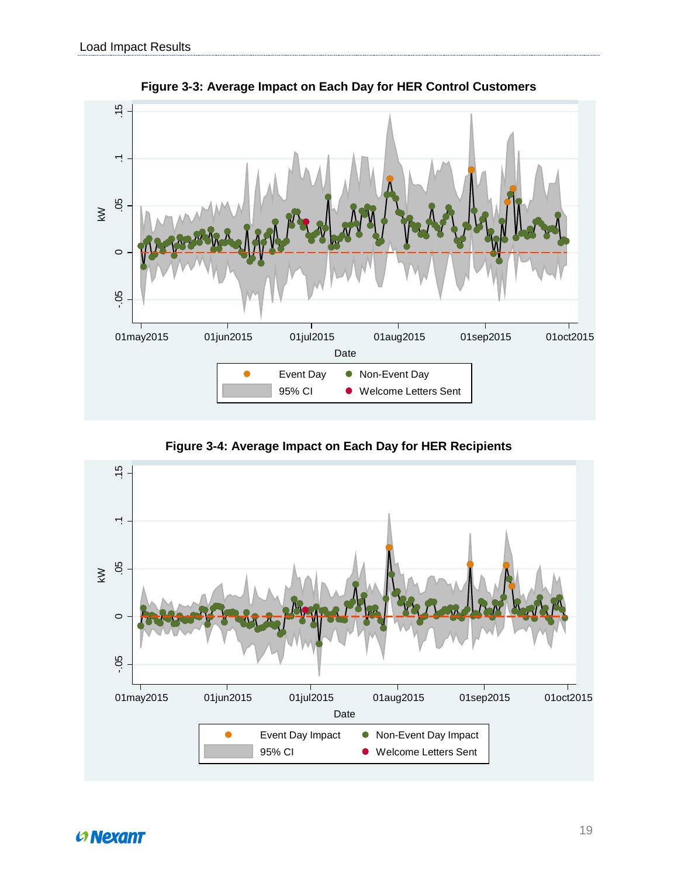**Figure 3-3: Average Impact on Each Day for HER Control Customers**

**Figure 3-4: Average Impact on Each Day for HER Recipients**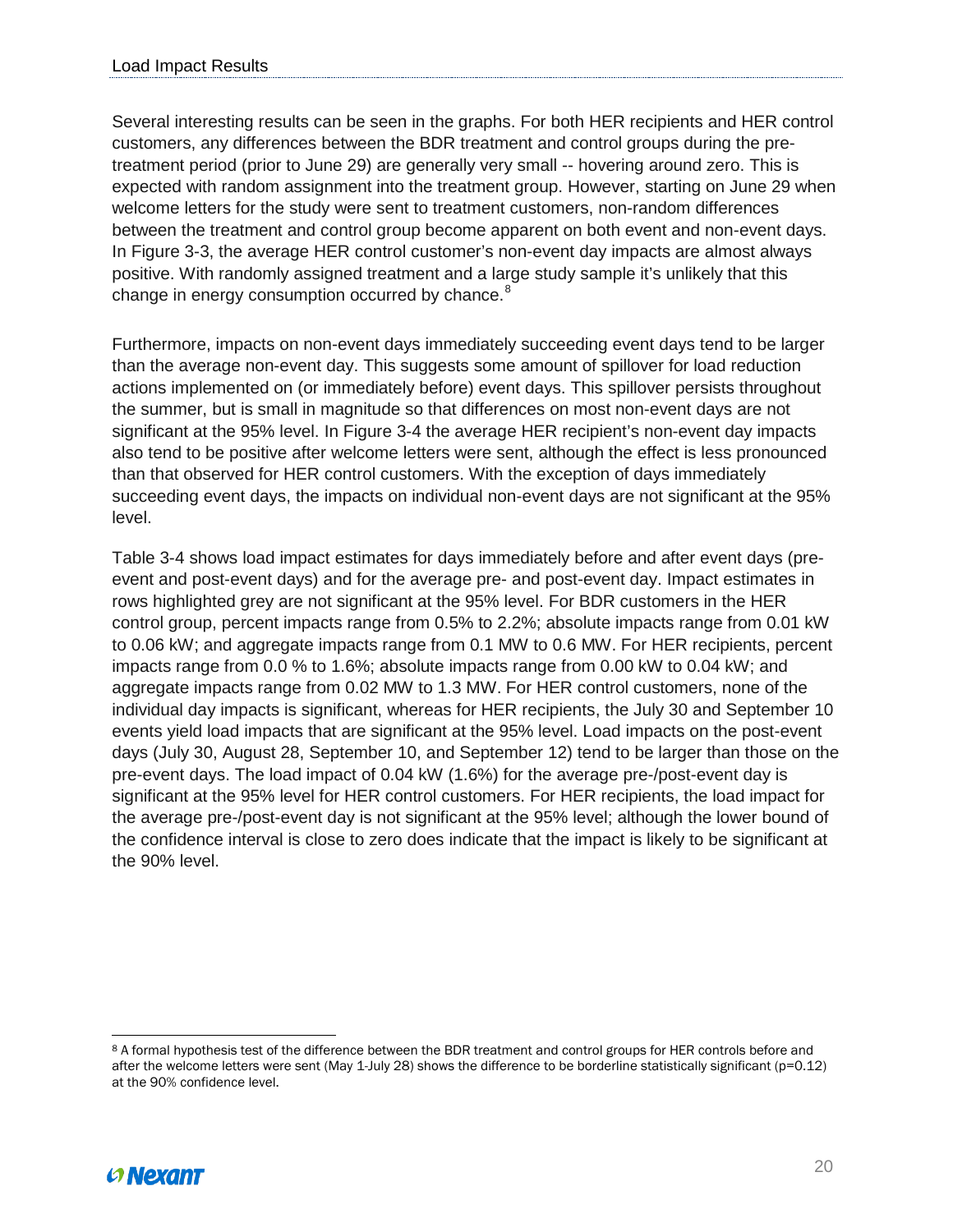Several interesting results can be seen in the graphs. For both HER recipients and HER control customers, any differences between the BDR treatment and control groups during the pre-treatment period (prior to June 29) are generally very small -- hovering around zero. This is expected with random assignment into the treatment group. However, starting on June 29 when welcome letters for the study were sent to treatment customers, non-random differences between the treatment and control group become apparent on both event and non-event days. In Figure 3-3, the average HER control customer's non-event day impacts are almost always positive. With randomly assigned treatment and a large study sample it's unlikely that this change in energy consumption occurred by chance.[8]

Furthermore, impacts on non-event days immediately succeeding event days tend to be larger than the average non-event day. This suggests some amount of spillover for load reduction actions implemented on (or immediately before) event days. This spillover persists throughout the summer, but is small in magnitude so that differences on most non-event days are not significant at the 95% level. In Figure 3-4 the average HER recipient's non-event day impacts also tend to be positive after welcome letters were sent, although the effect is less pronounced than that observed for HER control customers. With the exception of days immediately succeeding event days, the impacts on individual non-event days are not significant at the 95% level.

Table 3-4 shows load impact estimates for days immediately before and after event days (pre-event and post-event days) and for the average pre- and post-event day. Impact estimates in rows highlighted grey are not significant at the 95% level. For BDR customers in the HER control group, percent impacts range from 0.5% to 2.2%; absolute impacts range from 0.01 kW to 0.06 kW; and aggregate impacts range from 0.1 MW to 0.6 MW. For HER recipients, percent impacts range from 0.0 % to 1.6%; absolute impacts range from 0.00 kW to 0.04 kW; and aggregate impacts range from 0.02 MW to 1.3 MW. For HER control customers, none of the individual day impacts is significant, whereas for HER recipients, the July 30 and September 10 events yield load impacts that are significant at the 95% level. Load impacts on the post-event days (July 30, August 28, September 10, and September 12) tend to be larger than those on the pre-event days. The load impact of 0.04 kW (1.6%) for the average pre-/post-event day is significant at the 95% level for HER control customers. For HER recipients, the load impact for the average pre-/post-event day is not significant at the 95% level; although the lower bound of the confidence interval is close to zero does indicate that the impact is likely to be significant at the 90% level.

[8] A formal hypothesis test of the difference between the BDR treatment and control groups for HER controls before and after the welcome letters were sent (May 1-July 28) shows the difference to be borderline statistically significant (p=0.12) at the 90% confidence level.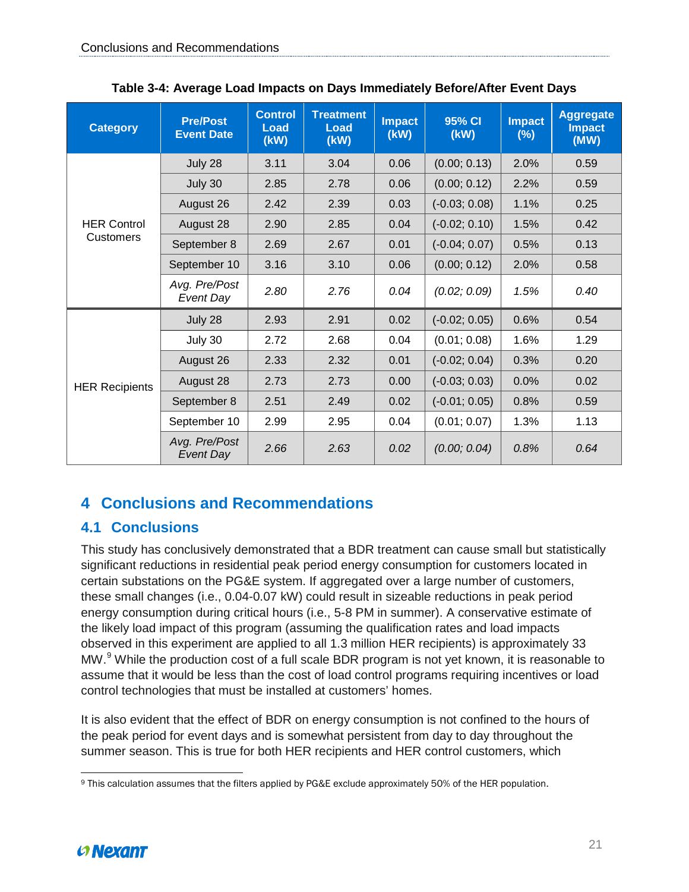**Table 3-4: Average Load Impacts on Days Immediately Before/After Event Days**

| Category | Pre/Post Event Date | Control Load (kW) | Treatment Load (kW) | Impact (kW) | 95% CI (kW) | Impact (%) | Aggregate Impact (MW) |
|---|---|---|---|---|---|---|---|
| HER Control Customers | July 28 | 3.11 | 3.04 | 0.06 | (0.00; 0.13) | 2.0% | 0.59 |
| | July 30 | 2.85 | 2.78 | 0.06 | (0.00; 0.12) | 2.2% | 0.59 |
| | August 26 | 2.42 | 2.39 | 0.03 | (-0.03; 0.08) | 1.1% | 0.25 |
| | August 28 | 2.90 | 2.85 | 0.04 | (-0.02; 0.10) | 1.5% | 0.42 |
| | September 8 | 2.69 | 2.67 | 0.01 | (-0.04; 0.07) | 0.5% | 0.13 |
| | September 10 | 3.16 | 3.10 | 0.06 | (0.00; 0.12) | 2.0% | 0.58 |
| | *Avg. Pre/Post Event Day* | *2.80* | *2.76* | *0.04* | *(0.02; 0.09)* | *1.5%* | *0.40* |
| HER Recipients | July 28 | 2.93 | 2.91 | 0.02 | (-0.02; 0.05) | 0.6% | 0.54 |
| | July 30 | 2.72 | 2.68 | 0.04 | (0.01; 0.08) | 1.6% | 1.29 |
| | August 26 | 2.33 | 2.32 | 0.01 | (-0.02; 0.04) | 0.3% | 0.20 |
| | August 28 | 2.73 | 2.73 | 0.00 | (-0.03; 0.03) | 0.0% | 0.02 |
| | September 8 | 2.51 | 2.49 | 0.02 | (-0.01; 0.05) | 0.8% | 0.59 |
| | September 10 | 2.99 | 2.95 | 0.04 | (0.01; 0.07) | 1.3% | 1.13 |
| | *Avg. Pre/Post Event Day* | *2.66* | *2.63* | *0.02* | *(0.00; 0.04)* | *0.8%* | *0.64* |

# 4 Conclusions and Recommendations

## 4.1 Conclusions

This study has conclusively demonstrated that a BDR treatment can cause small but statistically significant reductions in residential peak period energy consumption for customers located in certain substations on the PG&E system. If aggregated over a large number of customers, these small changes (i.e., 0.04-0.07 kW) could result in sizeable reductions in peak period energy consumption during critical hours (i.e., 5-8 PM in summer). A conservative estimate of the likely load impact of this program (assuming the qualification rates and load impacts observed in this experiment are applied to all 1.3 million HER recipients) is approximately 33 MW.[9] While the production cost of a full scale BDR program is not yet known, it is reasonable to assume that it would be less than the cost of load control programs requiring incentives or load control technologies that must be installed at customers' homes.

It is also evident that the effect of BDR on energy consumption is not confined to the hours of the peak period for event days and is somewhat persistent from day to day throughout the summer season. This is true for both HER recipients and HER control customers, which

[9] This calculation assumes that the filters applied by PG&E exclude approximately 50% of the HER population.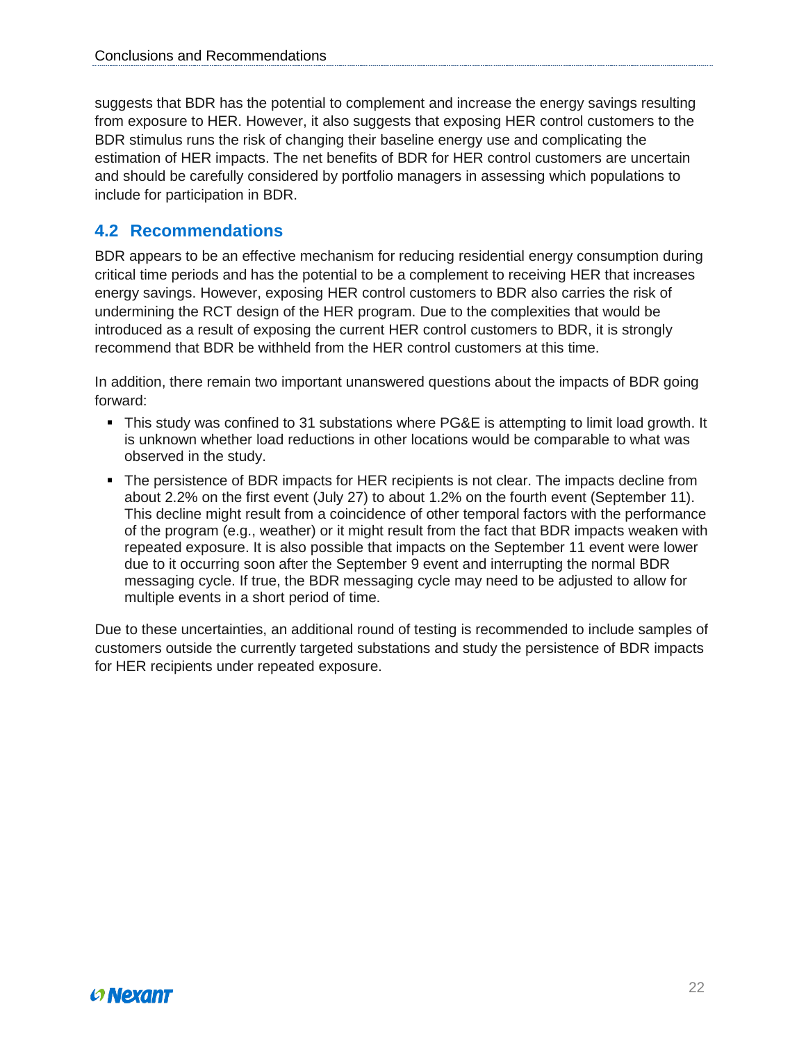suggests that BDR has the potential to complement and increase the energy savings resulting from exposure to HER. However, it also suggests that exposing HER control customers to the BDR stimulus runs the risk of changing their baseline energy use and complicating the estimation of HER impacts. The net benefits of BDR for HER control customers are uncertain and should be carefully considered by portfolio managers in assessing which populations to include for participation in BDR.

## 4.2 Recommendations

BDR appears to be an effective mechanism for reducing residential energy consumption during critical time periods and has the potential to be a complement to receiving HER that increases energy savings. However, exposing HER control customers to BDR also carries the risk of undermining the RCT design of the HER program. Due to the complexities that would be introduced as a result of exposing the current HER control customers to BDR, it is strongly recommend that BDR be withheld from the HER control customers at this time.

In addition, there remain two important unanswered questions about the impacts of BDR going forward:

- This study was confined to 31 substations where PG&E is attempting to limit load growth. It is unknown whether load reductions in other locations would be comparable to what was observed in the study.
- The persistence of BDR impacts for HER recipients is not clear. The impacts decline from about 2.2% on the first event (July 27) to about 1.2% on the fourth event (September 11). This decline might result from a coincidence of other temporal factors with the performance of the program (e.g., weather) or it might result from the fact that BDR impacts weaken with repeated exposure. It is also possible that impacts on the September 11 event were lower due to it occurring soon after the September 9 event and interrupting the normal BDR messaging cycle. If true, the BDR messaging cycle may need to be adjusted to allow for multiple events in a short period of time.

Due to these uncertainties, an additional round of testing is recommended to include samples of customers outside the currently targeted substations and study the persistence of BDR impacts for HER recipients under repeated exposure.